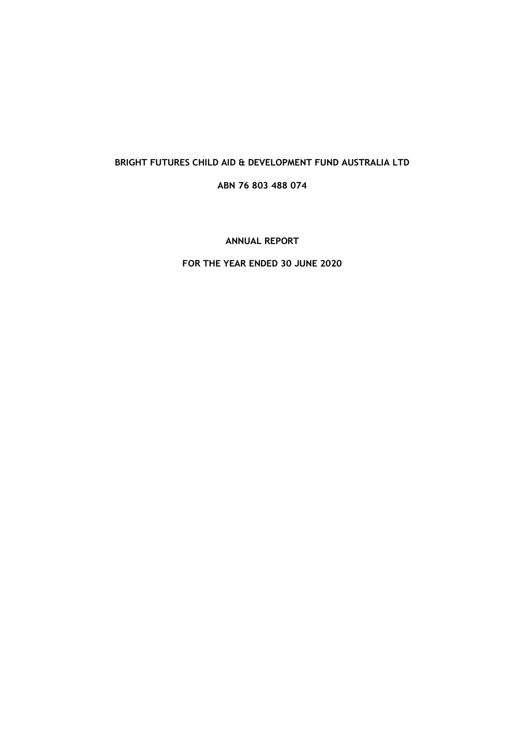# BRIGHT FUTURES CHILD AID & DEVELOPMENT FUND AUSTRALIA LTD

**ABN 76 803 488 074**

**ANNUAL REPORT**

**FOR THE YEAR ENDED 30 JUNE 2020**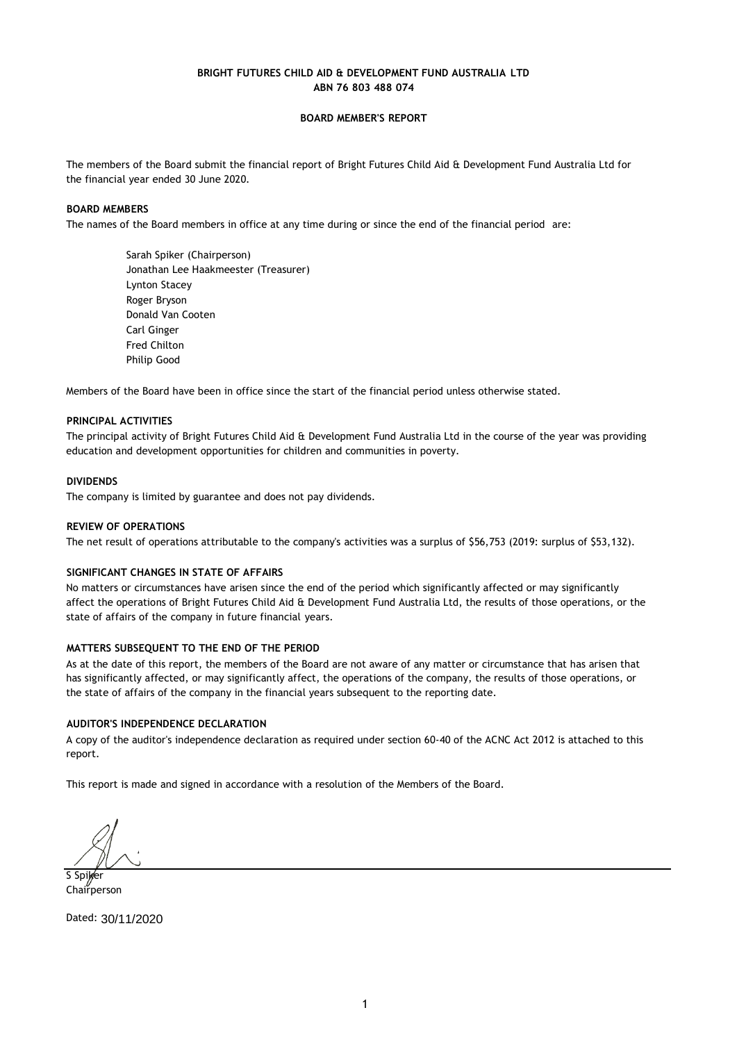**BRIGHT FUTURES CHILD AID & DEVELOPMENT FUND AUSTRALIA LTD**
**ABN 76 803 488 074**

**BOARD MEMBER'S REPORT**

The members of the Board submit the financial report of Bright Futures Child Aid & Development Fund Australia Ltd for the financial year ended 30 June 2020.

**BOARD MEMBERS**

The names of the Board members in office at any time during or since the end of the financial period are:

Sarah Spiker (Chairperson)
Jonathan Lee Haakmeester (Treasurer)
Lynton Stacey
Roger Bryson
Donald Van Cooten
Carl Ginger
Fred Chilton
Philip Good

Members of the Board have been in office since the start of the financial period unless otherwise stated.

**PRINCIPAL ACTIVITIES**

The principal activity of Bright Futures Child Aid & Development Fund Australia Ltd in the course of the year was providing education and development opportunities for children and communities in poverty.

**DIVIDENDS**

The company is limited by guarantee and does not pay dividends.

**REVIEW OF OPERATIONS**

The net result of operations attributable to the company's activities was a surplus of $56,753 (2019: surplus of $53,132).

**SIGNIFICANT CHANGES IN STATE OF AFFAIRS**

No matters or circumstances have arisen since the end of the period which significantly affected or may significantly affect the operations of Bright Futures Child Aid & Development Fund Australia Ltd, the results of those operations, or the state of affairs of the company in future financial years.

**MATTERS SUBSEQUENT TO THE END OF THE PERIOD**

As at the date of this report, the members of the Board are not aware of any matter or circumstance that has arisen that has significantly affected, or may significantly affect, the operations of the company, the results of those operations, or the state of affairs of the company in the financial years subsequent to the reporting date.

**AUDITOR'S INDEPENDENCE DECLARATION**

A copy of the auditor's independence declaration as required under section 60-40 of the ACNC Act 2012 is attached to this report.

This report is made and signed in accordance with a resolution of the Members of the Board.

S Spiker
Chairperson

Dated: 30/11/2020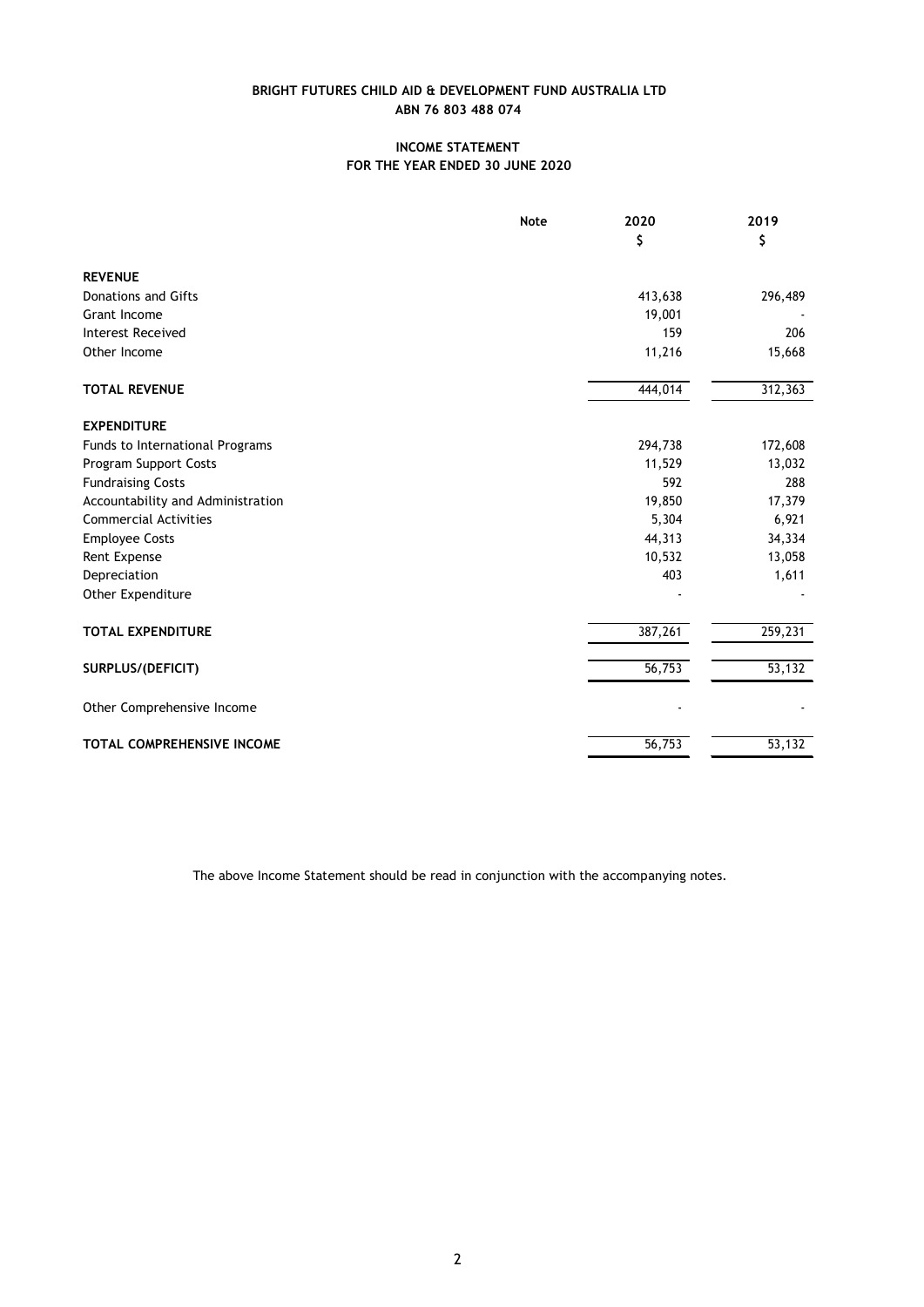**BRIGHT FUTURES CHILD AID & DEVELOPMENT FUND AUSTRALIA LTD**
**ABN 76 803 488 074**

**INCOME STATEMENT**
**FOR THE YEAR ENDED 30 JUNE 2020**

| | Note | 2020 $ | 2019 $ |
|---|---|---|---|
| **REVENUE** | | | |
| Donations and Gifts | | 413,638 | 296,489 |
| Grant Income | | 19,001 | - |
| Interest Received | | 159 | 206 |
| Other Income | | 11,216 | 15,668 |
| **TOTAL REVENUE** | | 444,014 | 312,363 |
| **EXPENDITURE** | | | |
| Funds to International Programs | | 294,738 | 172,608 |
| Program Support Costs | | 11,529 | 13,032 |
| Fundraising Costs | | 592 | 288 |
| Accountability and Administration | | 19,850 | 17,379 |
| Commercial Activities | | 5,304 | 6,921 |
| Employee Costs | | 44,313 | 34,334 |
| Rent Expense | | 10,532 | 13,058 |
| Depreciation | | 403 | 1,611 |
| Other Expenditure | | - | - |
| **TOTAL EXPENDITURE** | | 387,261 | 259,231 |
| **SURPLUS/(DEFICIT)** | | 56,753 | 53,132 |
| Other Comprehensive Income | | - | - |
| **TOTAL COMPREHENSIVE INCOME** | | 56,753 | 53,132 |

The above Income Statement should be read in conjunction with the accompanying notes.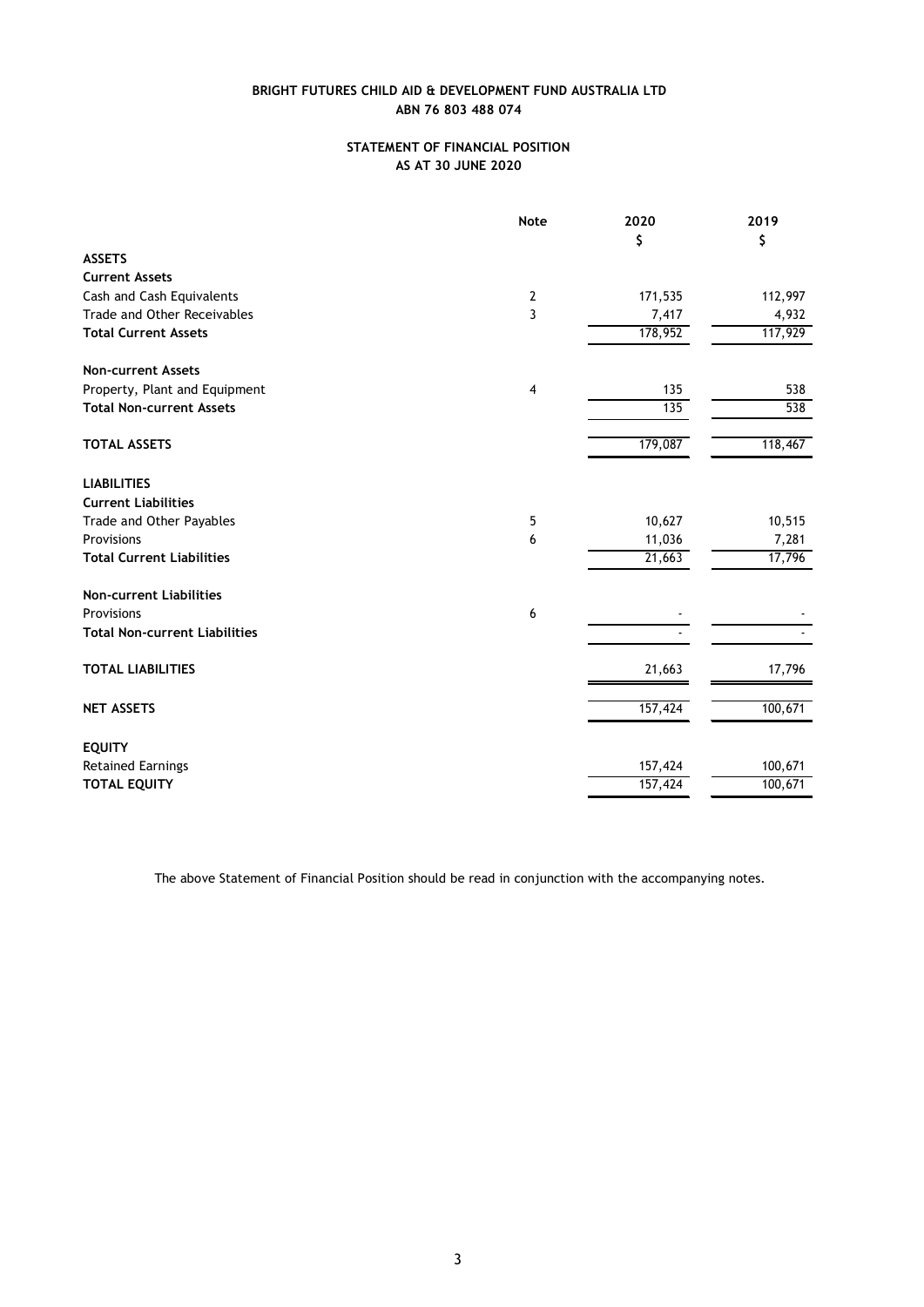**BRIGHT FUTURES CHILD AID & DEVELOPMENT FUND AUSTRALIA LTD**
**ABN 76 803 488 074**

**STATEMENT OF FINANCIAL POSITION**
**AS AT 30 JUNE 2020**

| | Note | 2020 | 2019 |
|---|---|---|---|
| | | $ | $ |
| **ASSETS** | | | |
| **Current Assets** | | | |
| Cash and Cash Equivalents | 2 | 171,535 | 112,997 |
| Trade and Other Receivables | 3 | 7,417 | 4,932 |
| **Total Current Assets** | | 178,952 | 117,929 |
| | | | |
| **Non-current Assets** | | | |
| Property, Plant and Equipment | 4 | 135 | 538 |
| **Total Non-current Assets** | | 135 | 538 |
| | | | |
| **TOTAL ASSETS** | | 179,087 | 118,467 |
| | | | |
| **LIABILITIES** | | | |
| **Current Liabilities** | | | |
| Trade and Other Payables | 5 | 10,627 | 10,515 |
| Provisions | 6 | 11,036 | 7,281 |
| **Total Current Liabilities** | | 21,663 | 17,796 |
| | | | |
| **Non-current Liabilities** | | | |
| Provisions | 6 | - | - |
| **Total Non-current Liabilities** | | - | - |
| | | | |
| **TOTAL LIABILITIES** | | 21,663 | 17,796 |
| | | | |
| **NET ASSETS** | | 157,424 | 100,671 |
| | | | |
| **EQUITY** | | | |
| Retained Earnings | | 157,424 | 100,671 |
| **TOTAL EQUITY** | | 157,424 | 100,671 |

The above Statement of Financial Position should be read in conjunction with the accompanying notes.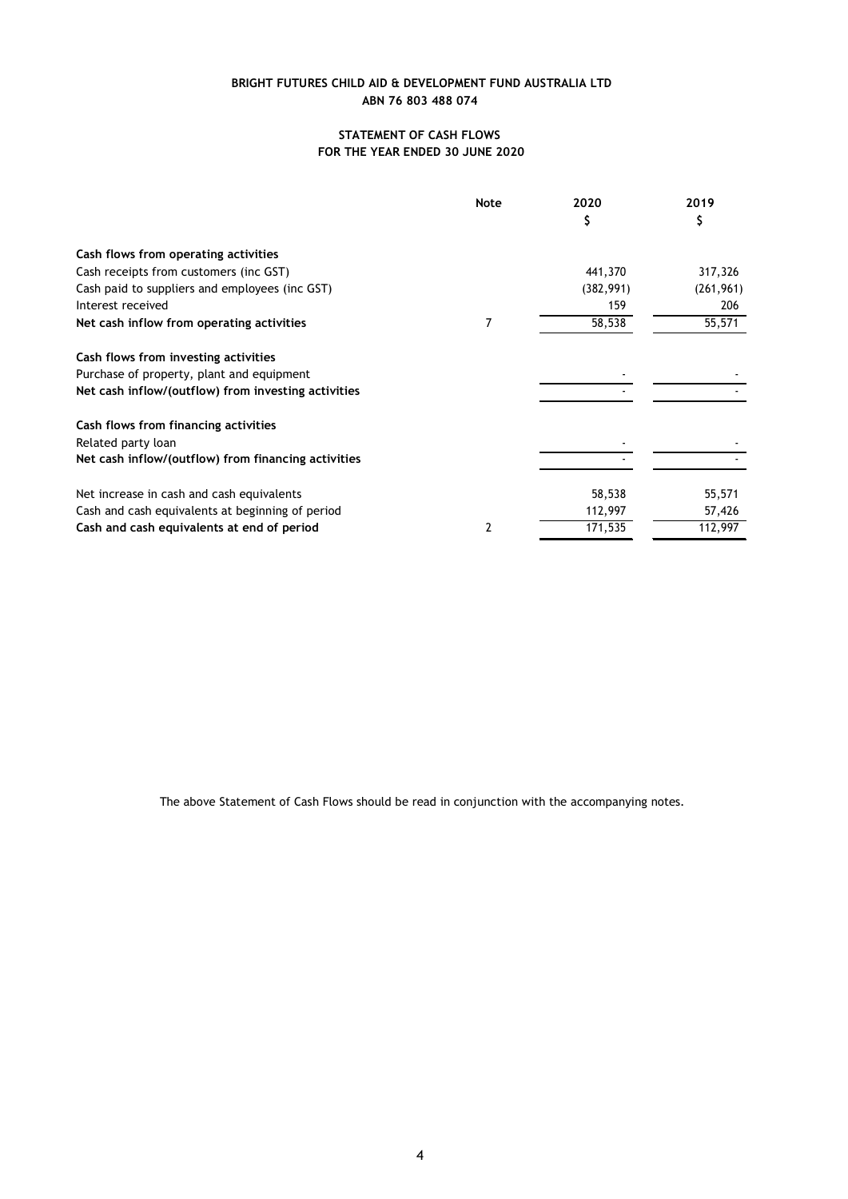**BRIGHT FUTURES CHILD AID & DEVELOPMENT FUND AUSTRALIA LTD**
**ABN 76 803 488 074**

## STATEMENT OF CASH FLOWS
## FOR THE YEAR ENDED 30 JUNE 2020

| | Note | 2020<br>$ | 2019<br>$ |
|---|---|---|---|
| **Cash flows from operating activities** | | | |
| Cash receipts from customers (inc GST) | | 441,370 | 317,326 |
| Cash paid to suppliers and employees (inc GST) | | (382,991) | (261,961) |
| Interest received | | 159 | 206 |
| **Net cash inflow from operating activities** | 7 | 58,538 | 55,571 |
| **Cash flows from investing activities** | | | |
| Purchase of property, plant and equipment | | - | - |
| **Net cash inflow/(outflow) from investing activities** | | - | - |
| **Cash flows from financing activities** | | | |
| Related party loan | | - | - |
| **Net cash inflow/(outflow) from financing activities** | | - | - |
| Net increase in cash and cash equivalents | | 58,538 | 55,571 |
| Cash and cash equivalents at beginning of period | | 112,997 | 57,426 |
| **Cash and cash equivalents at end of period** | 2 | 171,535 | 112,997 |

The above Statement of Cash Flows should be read in conjunction with the accompanying notes.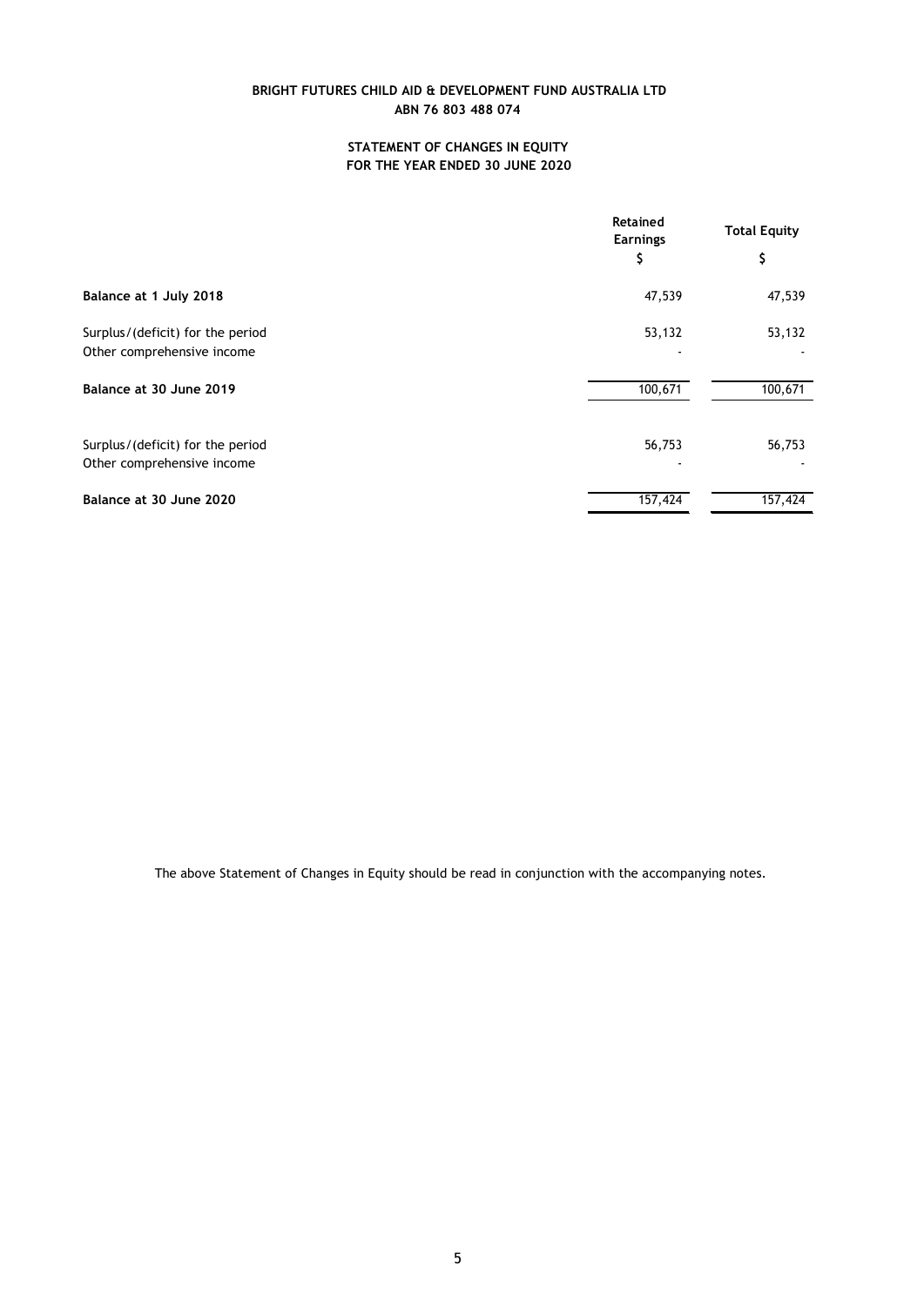**BRIGHT FUTURES CHILD AID & DEVELOPMENT FUND AUSTRALIA LTD**
**ABN 76 803 488 074**

## STATEMENT OF CHANGES IN EQUITY
## FOR THE YEAR ENDED 30 JUNE 2020

| | Retained Earnings | Total Equity |
|---|---|---|
| | $ | $ |
| **Balance at 1 July 2018** | 47,539 | 47,539 |
| Surplus/(deficit) for the period | 53,132 | 53,132 |
| Other comprehensive income | - | - |
| **Balance at 30 June 2019** | 100,671 | 100,671 |
| Surplus/(deficit) for the period | 56,753 | 56,753 |
| Other comprehensive income | - | - |
| **Balance at 30 June 2020** | 157,424 | 157,424 |

The above Statement of Changes in Equity should be read in conjunction with the accompanying notes.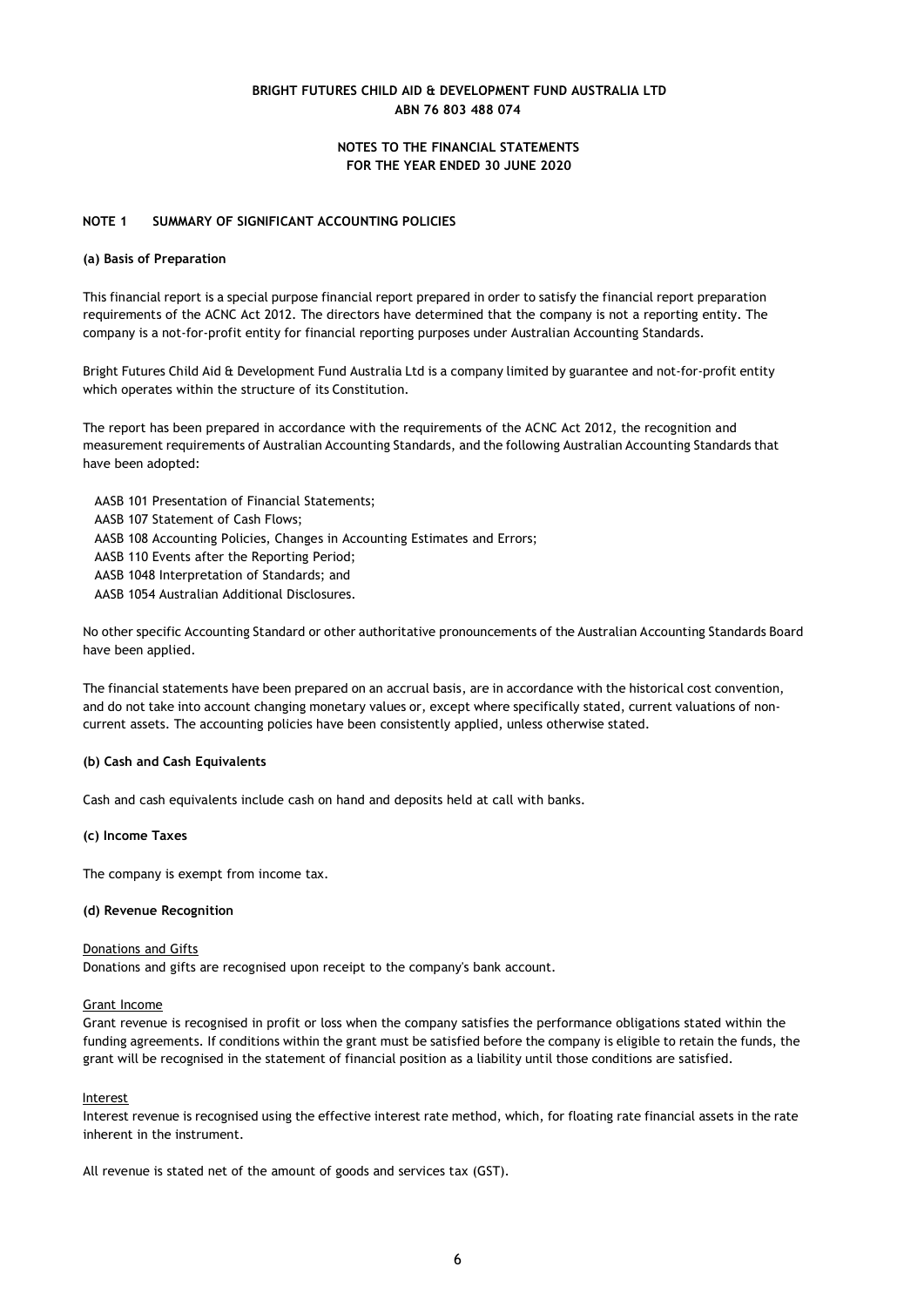**BRIGHT FUTURES CHILD AID & DEVELOPMENT FUND AUSTRALIA LTD**
**ABN 76 803 488 074**

**NOTES TO THE FINANCIAL STATEMENTS**
**FOR THE YEAR ENDED 30 JUNE 2020**

## NOTE 1 SUMMARY OF SIGNIFICANT ACCOUNTING POLICIES

### (a) Basis of Preparation

This financial report is a special purpose financial report prepared in order to satisfy the financial report preparation requirements of the ACNC Act 2012. The directors have determined that the company is not a reporting entity. The company is a not-for-profit entity for financial reporting purposes under Australian Accounting Standards.

Bright Futures Child Aid & Development Fund Australia Ltd is a company limited by guarantee and not-for-profit entity which operates within the structure of its Constitution.

The report has been prepared in accordance with the requirements of the ACNC Act 2012, the recognition and measurement requirements of Australian Accounting Standards, and the following Australian Accounting Standards that have been adopted:

AASB 101 Presentation of Financial Statements;
AASB 107 Statement of Cash Flows;
AASB 108 Accounting Policies, Changes in Accounting Estimates and Errors;
AASB 110 Events after the Reporting Period;
AASB 1048 Interpretation of Standards; and
AASB 1054 Australian Additional Disclosures.

No other specific Accounting Standard or other authoritative pronouncements of the Australian Accounting Standards Board have been applied.

The financial statements have been prepared on an accrual basis, are in accordance with the historical cost convention, and do not take into account changing monetary values or, except where specifically stated, current valuations of non-current assets. The accounting policies have been consistently applied, unless otherwise stated.

### (b) Cash and Cash Equivalents

Cash and cash equivalents include cash on hand and deposits held at call with banks.

### (c) Income Taxes

The company is exempt from income tax.

### (d) Revenue Recognition

Donations and Gifts
Donations and gifts are recognised upon receipt to the company's bank account.

Grant Income
Grant revenue is recognised in profit or loss when the company satisfies the performance obligations stated within the funding agreements. If conditions within the grant must be satisfied before the company is eligible to retain the funds, the grant will be recognised in the statement of financial position as a liability until those conditions are satisfied.

Interest
Interest revenue is recognised using the effective interest rate method, which, for floating rate financial assets in the rate inherent in the instrument.

All revenue is stated net of the amount of goods and services tax (GST).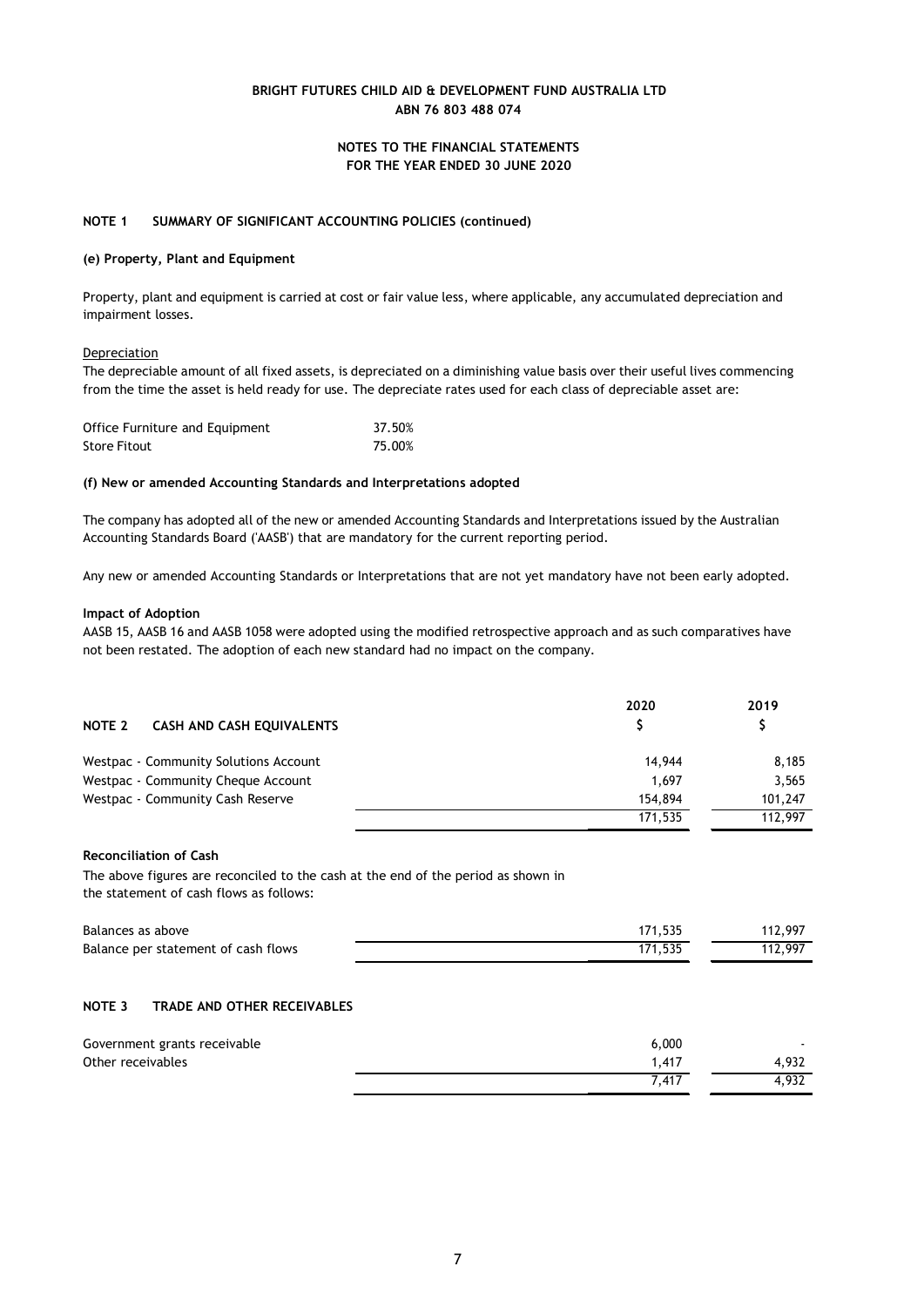BRIGHT FUTURES CHILD AID & DEVELOPMENT FUND AUSTRALIA LTD
ABN 76 803 488 074

NOTES TO THE FINANCIAL STATEMENTS
FOR THE YEAR ENDED 30 JUNE 2020

## NOTE 1 SUMMARY OF SIGNIFICANT ACCOUNTING POLICIES (continued)

### (e) Property, Plant and Equipment

Property, plant and equipment is carried at cost or fair value less, where applicable, any accumulated depreciation and impairment losses.

Depreciation

The depreciable amount of all fixed assets, is depreciated on a diminishing value basis over their useful lives commencing from the time the asset is held ready for use. The depreciate rates used for each class of depreciable asset are:

| | |
|---|---|
| Office Furniture and Equipment | 37.50% |
| Store Fitout | 75.00% |

### (f) New or amended Accounting Standards and Interpretations adopted

The company has adopted all of the new or amended Accounting Standards and Interpretations issued by the Australian Accounting Standards Board ('AASB') that are mandatory for the current reporting period.

Any new or amended Accounting Standards or Interpretations that are not yet mandatory have not been early adopted.

**Impact of Adoption**

AASB 15, AASB 16 and AASB 1058 were adopted using the modified retrospective approach and as such comparatives have not been restated. The adoption of each new standard had no impact on the company.

## NOTE 2 CASH AND CASH EQUIVALENTS

| | 2020 $ | 2019 $ |
|---|---|---|
| Westpac - Community Solutions Account | 14,944 | 8,185 |
| Westpac - Community Cheque Account | 1,697 | 3,565 |
| Westpac - Community Cash Reserve | 154,894 | 101,247 |
| | 171,535 | 112,997 |

**Reconciliation of Cash**

The above figures are reconciled to the cash at the end of the period as shown in the statement of cash flows as follows:

| | 2020 $ | 2019 $ |
|---|---|---|
| Balances as above | 171,535 | 112,997 |
| Balance per statement of cash flows | 171,535 | 112,997 |

## NOTE 3 TRADE AND OTHER RECEIVABLES

| | 2020 $ | 2019 $ |
|---|---|---|
| Government grants receivable | 6,000 | - |
| Other receivables | 1,417 | 4,932 |
| | 7,417 | 4,932 |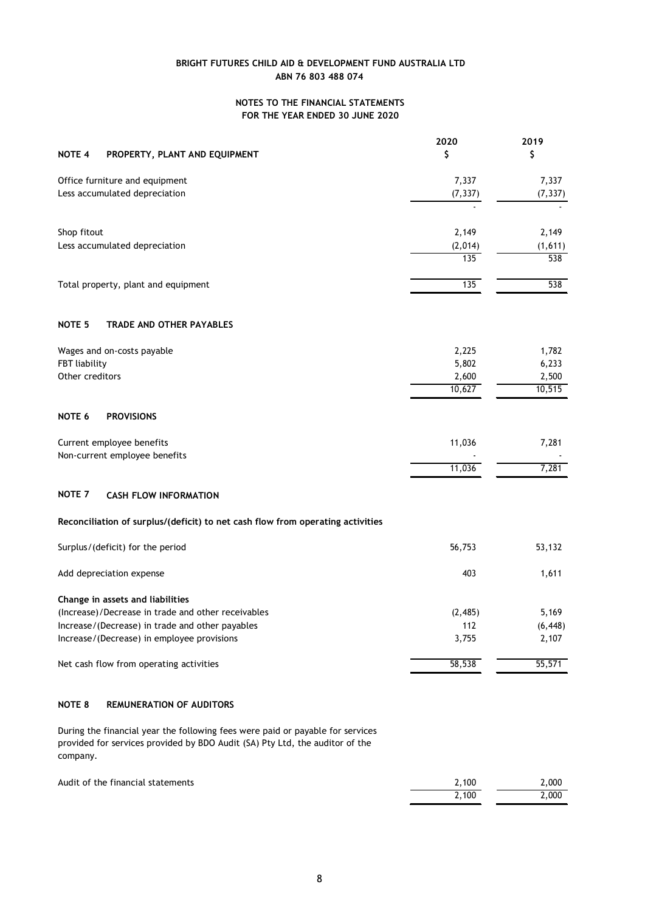**BRIGHT FUTURES CHILD AID & DEVELOPMENT FUND AUSTRALIA LTD**
**ABN 76 803 488 074**

**NOTES TO THE FINANCIAL STATEMENTS**
**FOR THE YEAR ENDED 30 JUNE 2020**

| | 2020 | 2019 |
|---|---|---|
| **NOTE 4 PROPERTY, PLANT AND EQUIPMENT** | **$** | **$** |
| Office furniture and equipment | 7,337 | 7,337 |
| Less accumulated depreciation | (7,337) | (7,337) |
| | - | - |
| Shop fitout | 2,149 | 2,149 |
| Less accumulated depreciation | (2,014) | (1,611) |
| | 135 | 538 |
| Total property, plant and equipment | 135 | 538 |

**NOTE 5 TRADE AND OTHER PAYABLES**

| | 2020 | 2019 |
|---|---|---|
| Wages and on-costs payable | 2,225 | 1,782 |
| FBT liability | 5,802 | 6,233 |
| Other creditors | 2,600 | 2,500 |
| | 10,627 | 10,515 |

**NOTE 6 PROVISIONS**

| | 2020 | 2019 |
|---|---|---|
| Current employee benefits | 11,036 | 7,281 |
| Non-current employee benefits | - | - |
| | 11,036 | 7,281 |

**NOTE 7 CASH FLOW INFORMATION**

**Reconciliation of surplus/(deficit) to net cash flow from operating activities**

| | 2020 | 2019 |
|---|---|---|
| Surplus/(deficit) for the period | 56,753 | 53,132 |
| Add depreciation expense | 403 | 1,611 |
| **Change in assets and liabilities** | | |
| (Increase)/Decrease in trade and other receivables | (2,485) | 5,169 |
| Increase/(Decrease) in trade and other payables | 112 | (6,448) |
| Increase/(Decrease) in employee provisions | 3,755 | 2,107 |
| Net cash flow from operating activities | 58,538 | 55,571 |

**NOTE 8 REMUNERATION OF AUDITORS**

During the financial year the following fees were paid or payable for services provided for services provided by BDO Audit (SA) Pty Ltd, the auditor of the company.

| | 2020 | 2019 |
|---|---|---|
| Audit of the financial statements | 2,100 | 2,000 |
| | 2,100 | 2,000 |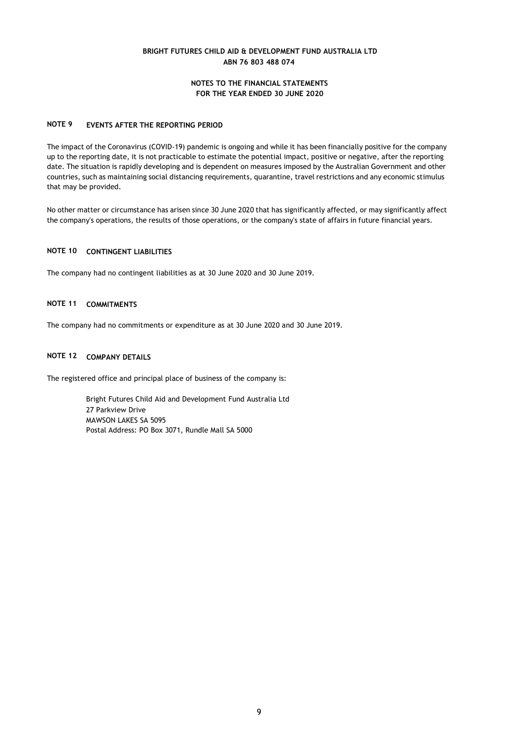## NOTE 9 EVENTS AFTER THE REPORTING PERIOD

The impact of the Coronavirus (COVID-19) pandemic is ongoing and while it has been financially positive for the company up to the reporting date, it is not practicable to estimate the potential impact, positive or negative, after the reporting date. The situation is rapidly developing and is dependent on measures imposed by the Australian Government and other countries, such as maintaining social distancing requirements, quarantine, travel restrictions and any economic stimulus that may be provided.

No other matter or circumstance has arisen since 30 June 2020 that has significantly affected, or may significantly affect the company's operations, the results of those operations, or the company's state of affairs in future financial years.

## NOTE 10 CONTINGENT LIABILITIES

The company had no contingent liabilities as at 30 June 2020 and 30 June 2019.

## NOTE 11 COMMITMENTS

The company had no commitments or expenditure as at 30 June 2020 and 30 June 2019.

## NOTE 12 COMPANY DETAILS

The registered office and principal place of business of the company is:

Bright Futures Child Aid and Development Fund Australia Ltd
27 Parkview Drive
MAWSON LAKES SA 5095
Postal Address: PO Box 3071, Rundle Mall SA 5000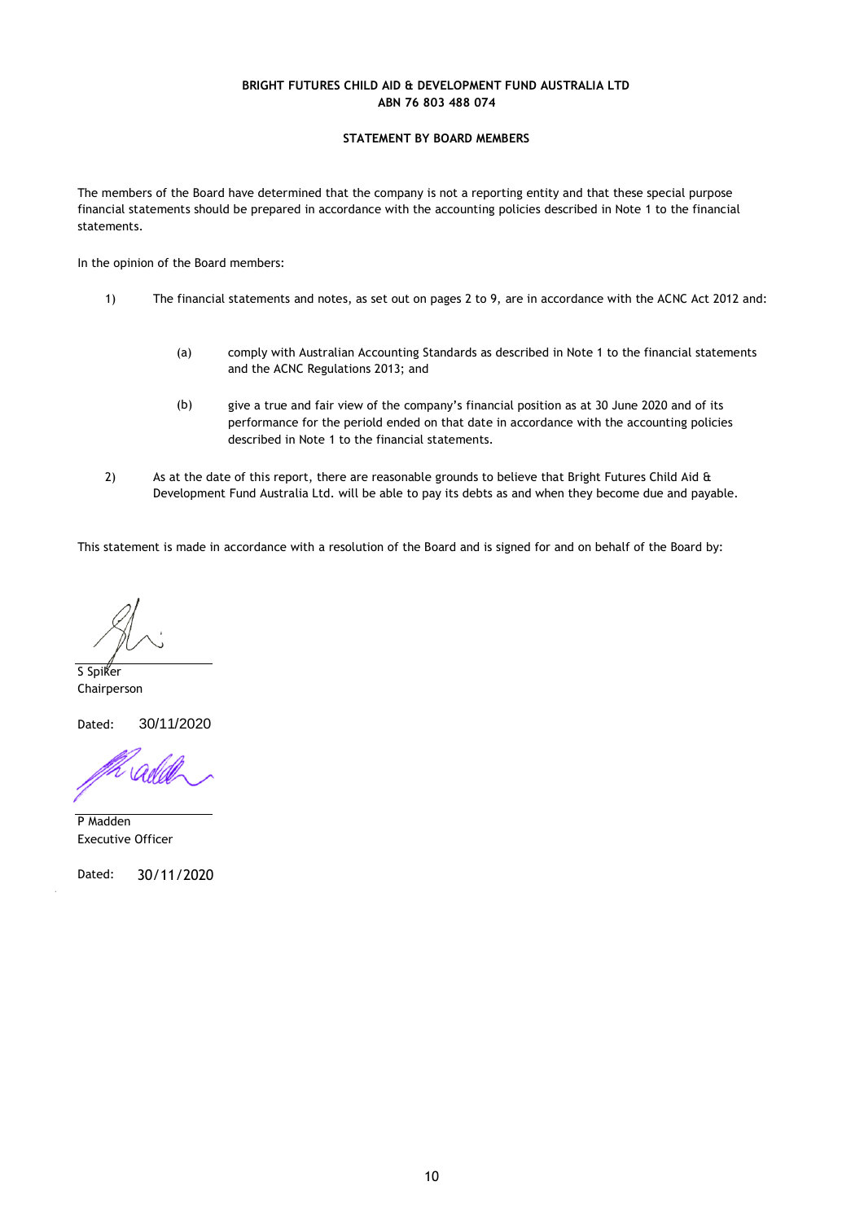**BRIGHT FUTURES CHILD AID & DEVELOPMENT FUND AUSTRALIA LTD**
**ABN 76 803 488 074**

## STATEMENT BY BOARD MEMBERS

The members of the Board have determined that the company is not a reporting entity and that these special purpose financial statements should be prepared in accordance with the accounting policies described in Note 1 to the financial statements.

In the opinion of the Board members:

1) The financial statements and notes, as set out on pages 2 to 9, are in accordance with the ACNC Act 2012 and:

   (a) comply with Australian Accounting Standards as described in Note 1 to the financial statements and the ACNC Regulations 2013; and

   (b) give a true and fair view of the company's financial position as at 30 June 2020 and of its performance for the perioId ended on that date in accordance with the accounting policies described in Note 1 to the financial statements.

2) As at the date of this report, there are reasonable grounds to believe that Bright Futures Child Aid & Development Fund Australia Ltd. will be able to pay its debts as and when they become due and payable.

This statement is made in accordance with a resolution of the Board and is signed for and on behalf of the Board by:

S Spiker
Chairperson

Dated: 30/11/2020

P Madden
Executive Officer

Dated: 30/11/2020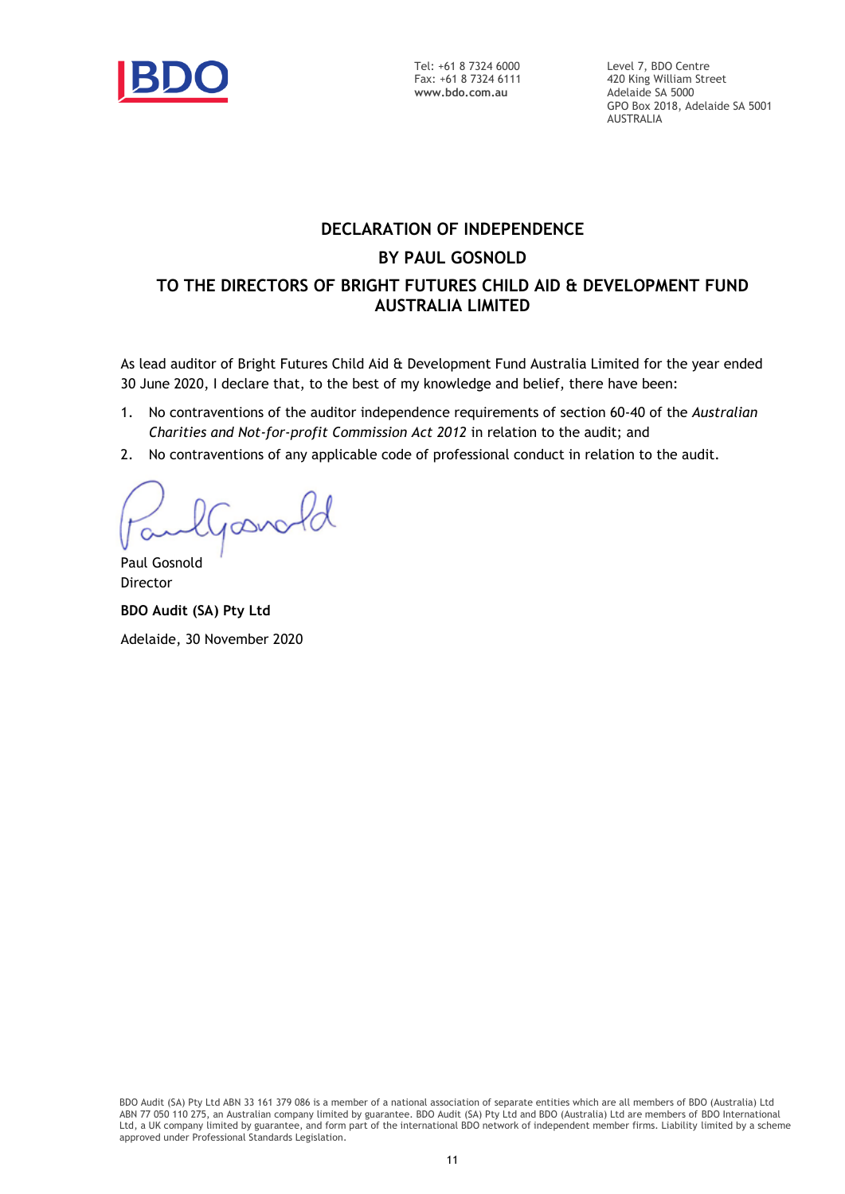Tel: +61 8 7324 6000
Fax: +61 8 7324 6111
**www.bdo.com.au**

Level 7, BDO Centre
420 King William Street
Adelaide SA 5000
GPO Box 2018, Adelaide SA 5001
AUSTRALIA

## DECLARATION OF INDEPENDENCE

## BY PAUL GOSNOLD

## TO THE DIRECTORS OF BRIGHT FUTURES CHILD AID & DEVELOPMENT FUND AUSTRALIA LIMITED

As lead auditor of Bright Futures Child Aid & Development Fund Australia Limited for the year ended 30 June 2020, I declare that, to the best of my knowledge and belief, there have been:

1. No contraventions of the auditor independence requirements of section 60-40 of the *Australian Charities and Not-for-profit Commission Act 2012* in relation to the audit; and
2. No contraventions of any applicable code of professional conduct in relation to the audit.

Paul Gosnold
Director

**BDO Audit (SA) Pty Ltd**

Adelaide, 30 November 2020

BDO Audit (SA) Pty Ltd ABN 33 161 379 086 is a member of a national association of separate entities which are all members of BDO (Australia) Ltd ABN 77 050 110 275, an Australian company limited by guarantee. BDO Audit (SA) Pty Ltd and BDO (Australia) Ltd are members of BDO International Ltd, a UK company limited by guarantee, and form part of the international BDO network of independent member firms. Liability limited by a scheme approved under Professional Standards Legislation.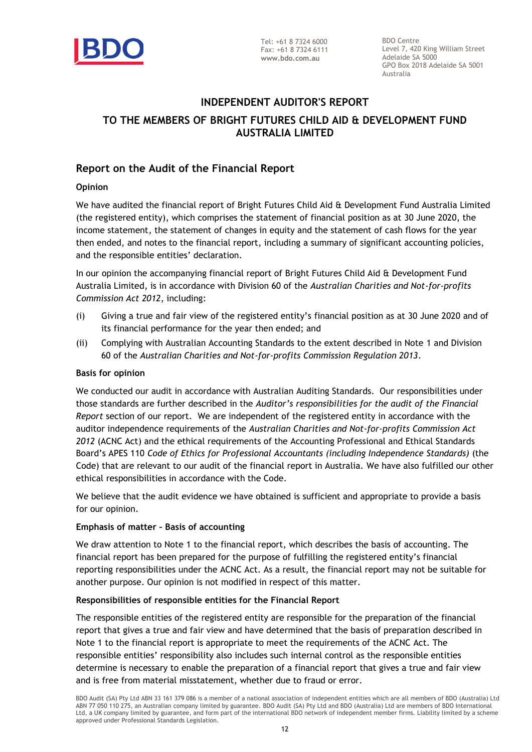Tel: +61 8 7324 6000
Fax: +61 8 7324 6111
**www.bdo.com.au**

BDO Centre
Level 7, 420 King William Street
Adelaide SA 5000
GPO Box 2018 Adelaide SA 5001
Australia

# INDEPENDENT AUDITOR'S REPORT

# TO THE MEMBERS OF BRIGHT FUTURES CHILD AID & DEVELOPMENT FUND AUSTRALIA LIMITED

## Report on the Audit of the Financial Report

### Opinion

We have audited the financial report of Bright Futures Child Aid & Development Fund Australia Limited (the registered entity), which comprises the statement of financial position as at 30 June 2020, the income statement, the statement of changes in equity and the statement of cash flows for the year then ended, and notes to the financial report, including a summary of significant accounting policies, and the responsible entities' declaration.

In our opinion the accompanying financial report of Bright Futures Child Aid & Development Fund Australia Limited, is in accordance with Division 60 of the *Australian Charities and Not-for-profits Commission Act 2012*, including:

(i) Giving a true and fair view of the registered entity's financial position as at 30 June 2020 and of its financial performance for the year then ended; and

(ii) Complying with Australian Accounting Standards to the extent described in Note 1 and Division 60 of the *Australian Charities and Not-for-profits Commission Regulation 2013*.

### Basis for opinion

We conducted our audit in accordance with Australian Auditing Standards. Our responsibilities under those standards are further described in the *Auditor's responsibilities for the audit of the Financial Report* section of our report. We are independent of the registered entity in accordance with the auditor independence requirements of the *Australian Charities and Not-for-profits Commission Act 2012* (ACNC Act) and the ethical requirements of the Accounting Professional and Ethical Standards Board's APES 110 *Code of Ethics for Professional Accountants (including Independence Standards)* (the Code) that are relevant to our audit of the financial report in Australia. We have also fulfilled our other ethical responsibilities in accordance with the Code.

We believe that the audit evidence we have obtained is sufficient and appropriate to provide a basis for our opinion.

### Emphasis of matter – Basis of accounting

We draw attention to Note 1 to the financial report, which describes the basis of accounting. The financial report has been prepared for the purpose of fulfilling the registered entity's financial reporting responsibilities under the ACNC Act. As a result, the financial report may not be suitable for another purpose. Our opinion is not modified in respect of this matter.

### Responsibilities of responsible entities for the Financial Report

The responsible entities of the registered entity are responsible for the preparation of the financial report that gives a true and fair view and have determined that the basis of preparation described in Note 1 to the financial report is appropriate to meet the requirements of the ACNC Act. The responsible entities' responsibility also includes such internal control as the responsible entities determine is necessary to enable the preparation of a financial report that gives a true and fair view and is free from material misstatement, whether due to fraud or error.

BDO Audit (SA) Pty Ltd ABN 33 161 379 086 is a member of a national association of independent entities which are all members of BDO (Australia) Ltd ABN 77 050 110 275, an Australian company limited by guarantee. BDO Audit (SA) Pty Ltd and BDO (Australia) Ltd are members of BDO International Ltd, a UK company limited by guarantee, and form part of the international BDO network of independent member firms. Liability limited by a scheme approved under Professional Standards Legislation.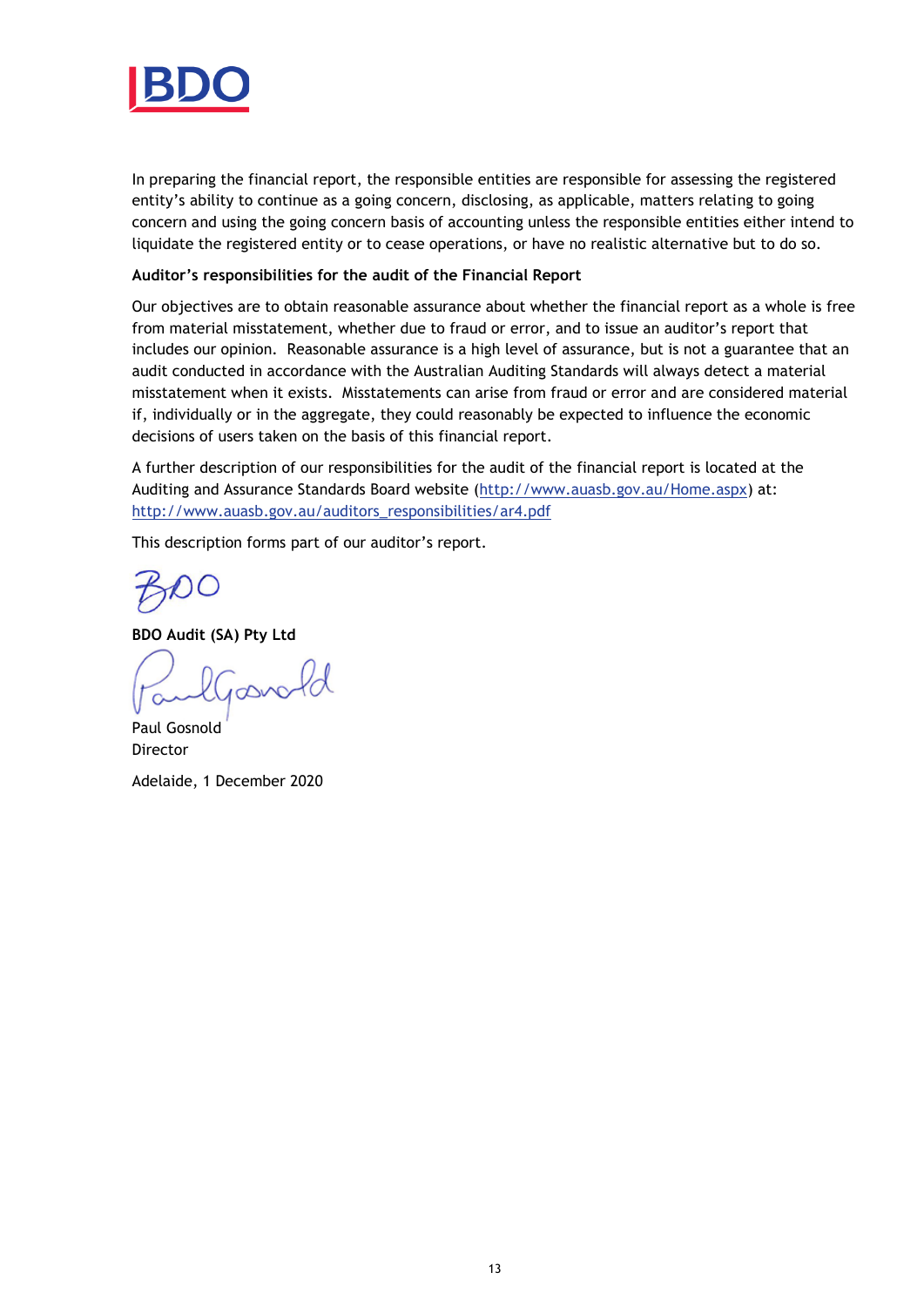In preparing the financial report, the responsible entities are responsible for assessing the registered entity's ability to continue as a going concern, disclosing, as applicable, matters relating to going concern and using the going concern basis of accounting unless the responsible entities either intend to liquidate the registered entity or to cease operations, or have no realistic alternative but to do so.

**Auditor's responsibilities for the audit of the Financial Report**

Our objectives are to obtain reasonable assurance about whether the financial report as a whole is free from material misstatement, whether due to fraud or error, and to issue an auditor's report that includes our opinion. Reasonable assurance is a high level of assurance, but is not a guarantee that an audit conducted in accordance with the Australian Auditing Standards will always detect a material misstatement when it exists. Misstatements can arise from fraud or error and are considered material if, individually or in the aggregate, they could reasonably be expected to influence the economic decisions of users taken on the basis of this financial report.

A further description of our responsibilities for the audit of the financial report is located at the Auditing and Assurance Standards Board website (http://www.auasb.gov.au/Home.aspx) at: http://www.auasb.gov.au/auditors_responsibilities/ar4.pdf

This description forms part of our auditor's report.

**BDO Audit (SA) Pty Ltd**

Paul Gosnold
Director

Adelaide, 1 December 2020